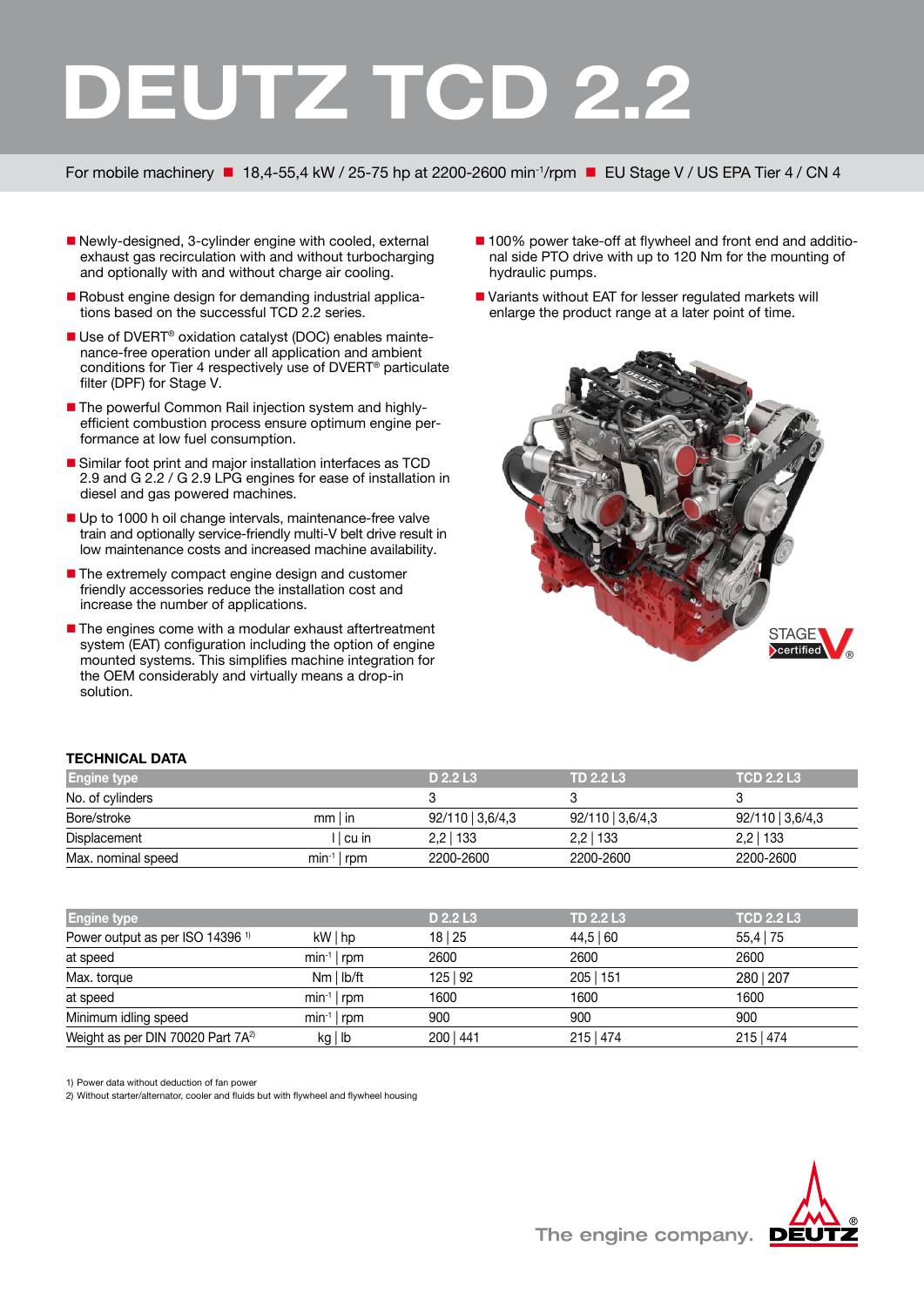# DEUTZ TCD 2.2

For mobile machinery ■ 18,4-55,4 kW / 25-75 hp at 2200-2600 $min^{-1}$/rpm ■ EU Stage V / US EPA Tier 4 / CN 4

- Newly-designed, 3-cylinder engine with cooled, external exhaust gas recirculation with and without turbocharging and optionally with and without charge air cooling.
- Robust engine design for demanding industrial applications based on the successful TCD 2.2 series.
- Use of DVERT® oxidation catalyst (DOC) enables maintenance-free operation under all application and ambient conditions for Tier 4 respectively use of DVERT® particulate filter (DPF) for Stage V.
- The powerful Common Rail injection system and highly-efficient combustion process ensure optimum engine performance at low fuel consumption.
- Similar foot print and major installation interfaces as TCD 2.9 and G 2.2 / G 2.9 LPG engines for ease of installation in diesel and gas powered machines.
- Up to 1000 h oil change intervals, maintenance-free valve train and optionally service-friendly multi-V belt drive result in low maintenance costs and increased machine availability.
- The extremely compact engine design and customer friendly accessories reduce the installation cost and increase the number of applications.
- The engines come with a modular exhaust aftertreatment system (EAT) configuration including the option of engine mounted systems. This simplifies machine integration for the OEM considerably and virtually means a drop-in solution.
- 100% power take-off at flywheel and front end and additional side PTO drive with up to 120 Nm for the mounting of hydraulic pumps.
- Variants without EAT for lesser regulated markets will enlarge the product range at a later point of time.

STAGE V certified

## TECHNICAL DATA

| Engine type | | D 2.2 L3 | TD 2.2 L3 | TCD 2.2 L3 |
|---|---|---|---|---|
| No. of cylinders | | 3 | 3 | 3 |
| Bore/stroke | mm \| in | 92/110 \| 3,6/4,3 | 92/110 \| 3,6/4,3 | 92/110 \| 3,6/4,3 |
| Displacement | l \| cu in | 2,2 \| 133 | 2,2 \| 133 | 2,2 \| 133 |
| Max. nominal speed | $min^{-1}$ \| rpm | 2200-2600 | 2200-2600 | 2200-2600 |

| Engine type | | D 2.2 L3 | TD 2.2 L3 | TCD 2.2 L3 |
|---|---|---|---|---|
| Power output as per ISO 14396 [1] | kW \| hp | 18 \| 25 | 44,5 \| 60 | 55,4 \| 75 |
| at speed | $min^{-1}$ \| rpm | 2600 | 2600 | 2600 |
| Max. torque | Nm \| lb/ft | 125 \| 92 | 205 \| 151 | 280 \| 207 |
| at speed | $min^{-1}$ \| rpm | 1600 | 1600 | 1600 |
| Minimum idling speed | $min^{-1}$ \| rpm | 900 | 900 | 900 |
| Weight as per DIN 70020 Part 7A[2] | kg \| lb | 200 \| 441 | 215 \| 474 | 215 \| 474 |

1) Power data without deduction of fan power
2) Without starter/alternator, cooler and fluids but with flywheel and flywheel housing

The engine company. DEUTZ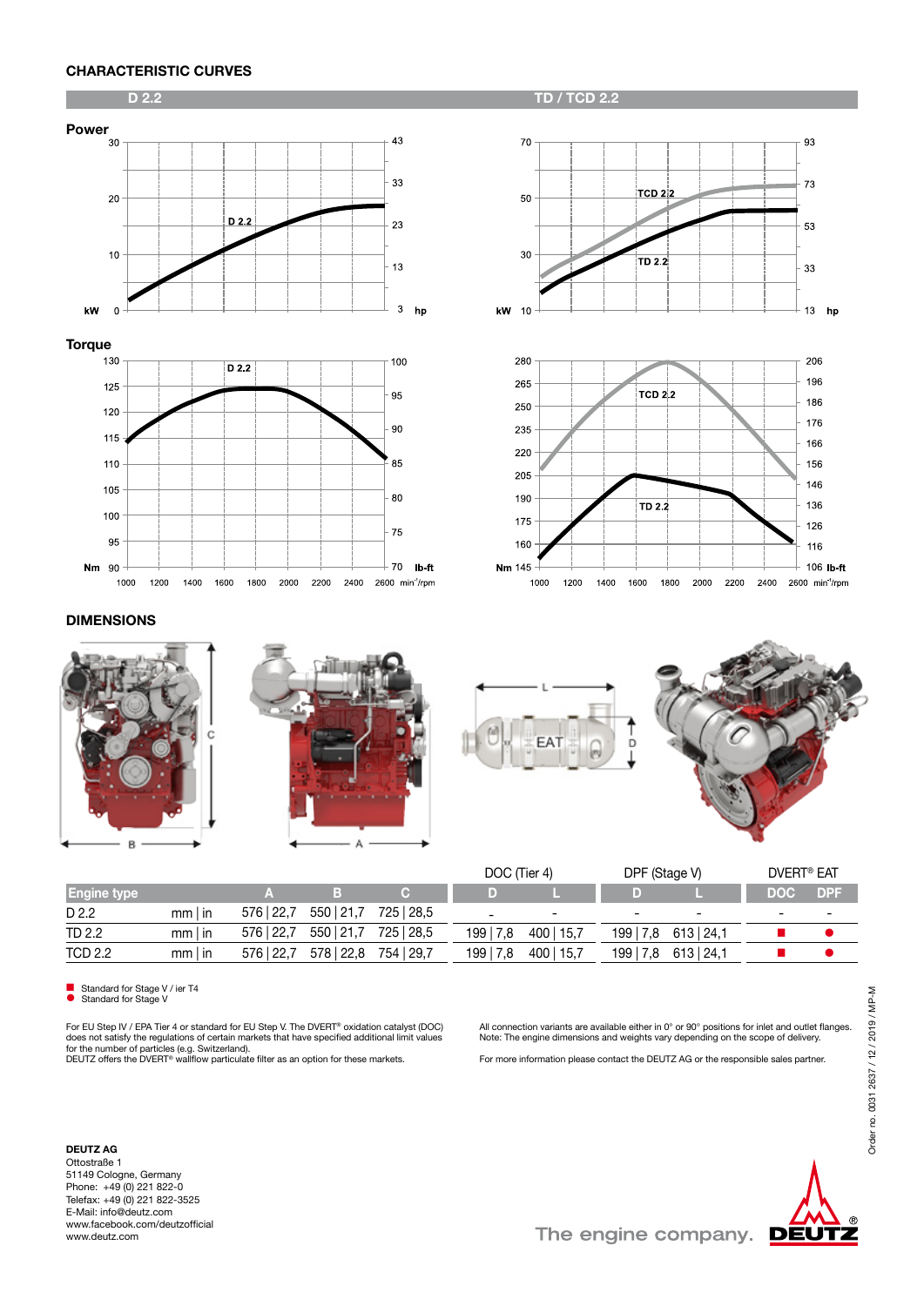## CHARACTERISTIC CURVES

**D 2.2**

**Power**

30
20
10
kW 0

43
33
23
13
3 hp

D 2.2

**TD / TCD 2.2**

70
50
30
kW 10

93
73
53
33
13 hp

TCD 2.2
TD 2.2

**Torque**

130
125
120
115
110
105
100
95
Nm 90

100
95
90
85
80
75
70 lb-ft

D 2.2

1000 1200 1400 1600 1800 2000 2200 2400 2600 min⁻¹/rpm

280
265
250
235
220
205
190
175
160
Nm 145

206
196
186
176
166
156
146
136
126
116
106 lb-ft

TCD 2.2
TD 2.2

1000 1200 1400 1600 1800 2000 2200 2400 2600 min⁻¹/rpm

## DIMENSIONS

C
B
A
L
EAT
D

| Engine type | | A | B | C | DOC (Tier 4) D | DOC (Tier 4) L | DPF (Stage V) D | DPF (Stage V) L | DVERT® EAT DOC | DVERT® EAT DPF |
|---|---|---|---|---|---|---|---|---|---|---|
| D 2.2 | mm \| in | 576 \| 22,7 | 550 \| 21,7 | 725 \| 28,5 | - | - | - | - | - | - |
| TD 2.2 | mm \| in | 576 \| 22,7 | 550 \| 21,7 | 725 \| 28,5 | 199 \| 7,8 | 400 \| 15,7 | 199 \| 7,8 | 613 \| 24,1 | ■ | ● |
| TCD 2.2 | mm \| in | 576 \| 22,7 | 578 \| 22,8 | 754 \| 29,7 | 199 \| 7,8 | 400 \| 15,7 | 199 \| 7,8 | 613 \| 24,1 | ■ | ● |

■ Standard for Stage V / ier T4
● Standard for Stage V

For EU Step IV / EPA Tier 4 or standard for EU Step V. The DVERT® oxidation catalyst (DOC) does not satisfy the regulations of certain markets that have specified additional limit values for the number of particles (e.g. Switzerland).
DEUTZ offers the DVERT® wallflow particulate filter as an option for these markets.

All connection variants are available either in 0° or 90° positions for inlet and outlet flanges.
Note: The engine dimensions and weights vary depending on the scope of delivery.

For more information please contact the DEUTZ AG or the responsible sales partner.

**DEUTZ AG**
Ottostraße 1
51149 Cologne, Germany
Phone: +49 (0) 221 822-0
Telefax: +49 (0) 221 822-3525
E-Mail: info@deutz.com
www.facebook.com/deutzofficial
www.deutz.com

The engine company. DEUTZ

Order no. 0031 2637 / 12 / 2019 / MP-M